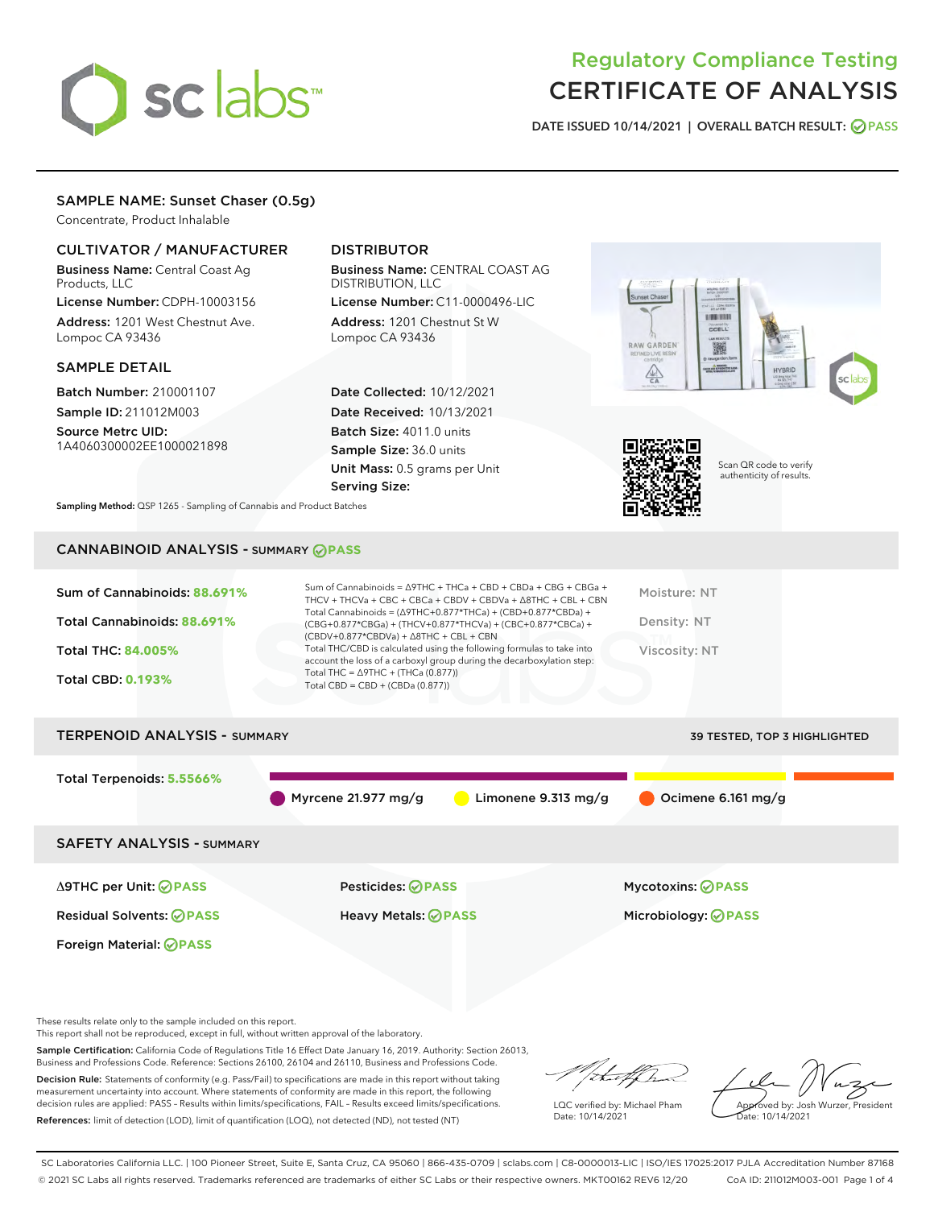# Regulatory Compliance Testing
# CERTIFICATE OF ANALYSIS

DATE ISSUED 10/14/2021 | OVERALL BATCH RESULT: PASS

## SAMPLE NAME: Sunset Chaser (0.5g)

Concentrate, Product Inhalable

### CULTIVATOR / MANUFACTURER

**Business Name:** Central Coast Ag Products, LLC

**License Number:** CDPH-10003156

**Address:** 1201 West Chestnut Ave. Lompoc CA 93436

### DISTRIBUTOR

**Business Name:** CENTRAL COAST AG DISTRIBUTION, LLC

**License Number:** C11-0000496-LIC

**Address:** 1201 Chestnut St W Lompoc CA 93436

### SAMPLE DETAIL

**Batch Number:** 210001107

**Sample ID:** 211012M003

**Source Metrc UID:** 1A4060300002EE1000021898

**Date Collected:** 10/12/2021

**Date Received:** 10/13/2021

**Batch Size:** 4011.0 units

**Sample Size:** 36.0 units

**Unit Mass:** 0.5 grams per Unit

**Serving Size:**

**Sampling Method:** QSP 1265 - Sampling of Cannabis and Product Batches

Scan QR code to verify authenticity of results.

## CANNABINOID ANALYSIS - SUMMARY PASS

**Sum of Cannabinoids:** 88.691%

**Total Cannabinoids:** 88.691%

**Total THC:** 84.005%

**Total CBD:** 0.193%

Sum of Cannabinoids = Δ9THC + THCa + CBD + CBDa + CBG + CBGa + THCV + THCVa + CBC + CBCa + CBDV + CBDVa + Δ8THC + CBL + CBN

Total Cannabinoids = (Δ9THC+0.877*THCa) + (CBD+0.877*CBDa) + (CBG+0.877*CBGa) + (THCV+0.877*THCVa) + (CBC+0.877*CBCa) + (CBDV+0.877*CBDVa) + Δ8THC + CBL + CBN

Total THC/CBD is calculated using the following formulas to take into account the loss of a carboxyl group during the decarboxylation step:

Total THC = Δ9THC + (THCa (0.877))

Total CBD = CBD + (CBDa (0.877))

Moisture: NT

Density: NT

Viscosity: NT

## TERPENOID ANALYSIS - SUMMARY

39 TESTED, TOP 3 HIGHLIGHTED

**Total Terpenoids:** 5.5566%

Myrcene 21.977 mg/g | Limonene 9.313 mg/g | Ocimene 6.161 mg/g

## SAFETY ANALYSIS - SUMMARY

| | | |
|---|---|---|
| Δ9THC per Unit: PASS | Pesticides: PASS | Mycotoxins: PASS |
| Residual Solvents: PASS | Heavy Metals: PASS | Microbiology: PASS |
| Foreign Material: PASS | | |

These results relate only to the sample included on this report.
This report shall not be reproduced, except in full, without written approval of the laboratory.

**Sample Certification:** California Code of Regulations Title 16 Effect Date January 16, 2019. Authority: Section 26013, Business and Professions Code. Reference: Sections 26100, 26104 and 26110, Business and Professions Code.

**Decision Rule:** Statements of conformity (e.g. Pass/Fail) to specifications are made in this report without taking measurement uncertainty into account. Where statements of conformity are made in this report, the following decision rules are applied: PASS – Results within limits/specifications, FAIL – Results exceed limits/specifications.

**References:** limit of detection (LOD), limit of quantification (LOQ), not detected (ND), not tested (NT)

LQC verified by: Michael Pham
Date: 10/14/2021

Approved by: Josh Wurzer, President
Date: 10/14/2021

SC Laboratories California LLC. | 100 Pioneer Street, Suite E, Santa Cruz, CA 95060 | 866-435-0709 | sclabs.com | C8-0000013-LIC | ISO/IES 17025:2017 PJLA Accreditation Number 87168
© 2021 SC Labs all rights reserved. Trademarks referenced are trademarks of either SC Labs or their respective owners. MKT00162 REV6 12/20 CoA ID: 211012M003-001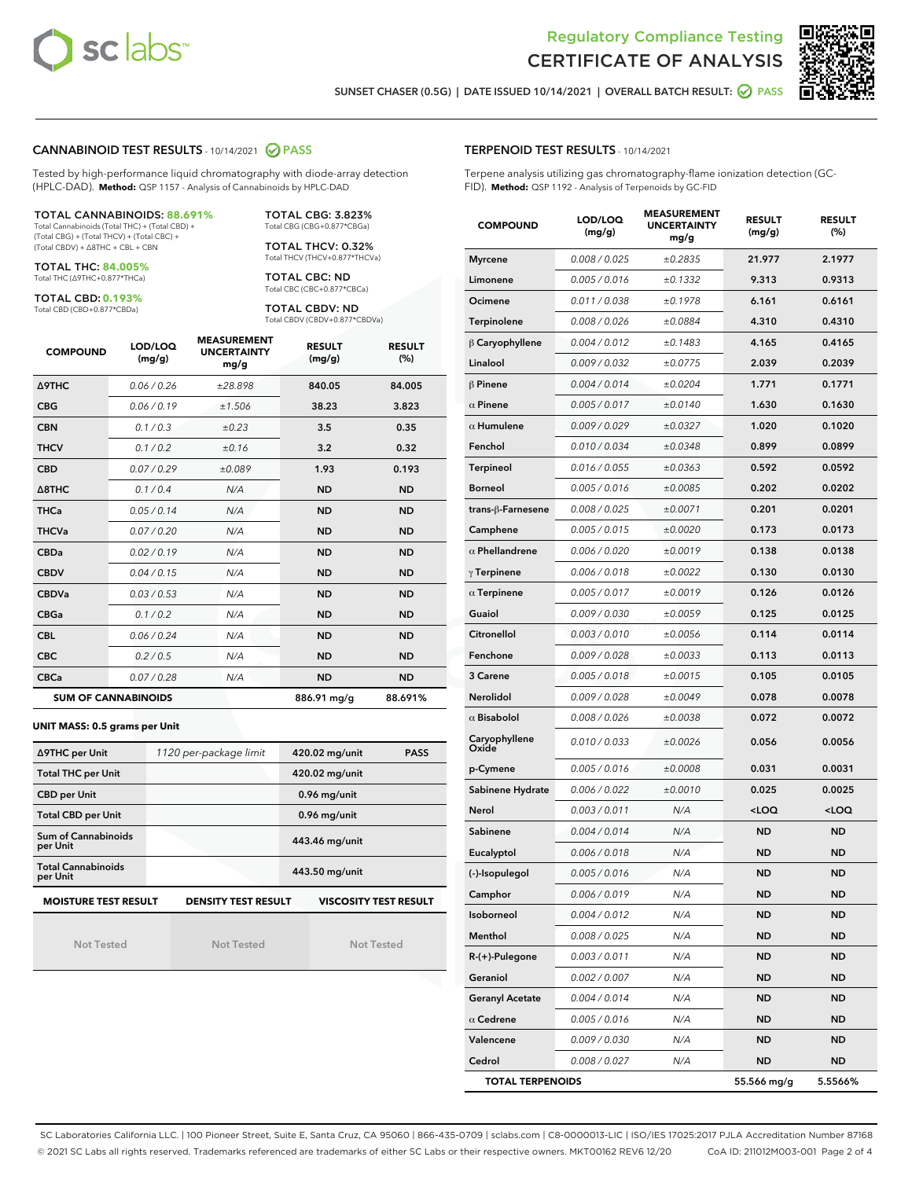# Regulatory Compliance Testing
# CERTIFICATE OF ANALYSIS

SUNSET CHASER (0.5G) | DATE ISSUED 10/14/2021 | OVERALL BATCH RESULT: PASS

## CANNABINOID TEST RESULTS - 10/14/2021 PASS

Tested by high-performance liquid chromatography with diode-array detection (HPLC-DAD). **Method:** QSP 1157 - Analysis of Cannabinoids by HPLC-DAD

**TOTAL CANNABINOIDS: 88.691%**
Total Cannabinoids (Total THC) + (Total CBD) + (Total CBG) + (Total THCV) + (Total CBC) + (Total CBDV) + Δ8THC + CBL + CBN

**TOTAL THC: 84.005%**
Total THC (Δ9THC+0.877*THCa)

**TOTAL CBD: 0.193%**
Total CBD (CBD+0.877*CBDa)

**TOTAL CBG: 3.823%**
Total CBG (CBG+0.877*CBGa)

**TOTAL THCV: 0.32%**
Total THCV (THCV+0.877*THCVa)

**TOTAL CBC: ND**
Total CBC (CBC+0.877*CBCa)

**TOTAL CBDV: ND**
Total CBDV (CBDV+0.877*CBDVa)

| COMPOUND | LOD/LOQ (mg/g) | MEASUREMENT UNCERTAINTY mg/g | RESULT (mg/g) | RESULT (%) |
|---|---|---|---|---|
| Δ9THC | 0.06 / 0.26 | ±28.898 | 840.05 | 84.005 |
| CBG | 0.06 / 0.19 | ±1.506 | 38.23 | 3.823 |
| CBN | 0.1 / 0.3 | ±0.23 | 3.5 | 0.35 |
| THCV | 0.1 / 0.2 | ±0.16 | 3.2 | 0.32 |
| CBD | 0.07 / 0.29 | ±0.089 | 1.93 | 0.193 |
| Δ8THC | 0.1 / 0.4 | N/A | ND | ND |
| THCa | 0.05 / 0.14 | N/A | ND | ND |
| THCVa | 0.07 / 0.20 | N/A | ND | ND |
| CBDa | 0.02 / 0.19 | N/A | ND | ND |
| CBDV | 0.04 / 0.15 | N/A | ND | ND |
| CBDVa | 0.03 / 0.53 | N/A | ND | ND |
| CBGa | 0.1 / 0.2 | N/A | ND | ND |
| CBL | 0.06 / 0.24 | N/A | ND | ND |
| CBC | 0.2 / 0.5 | N/A | ND | ND |
| CBCa | 0.07 / 0.28 | N/A | ND | ND |
| **SUM OF CANNABINOIDS** | | | 886.91 mg/g | 88.691% |

**UNIT MASS: 0.5 grams per Unit**

| | | | |
|---|---|---|---|
| Δ9THC per Unit | 1120 per-package limit | 420.02 mg/unit | PASS |
| Total THC per Unit | | 420.02 mg/unit | |
| CBD per Unit | | 0.96 mg/unit | |
| Total CBD per Unit | | 0.96 mg/unit | |
| Sum of Cannabinoids per Unit | | 443.46 mg/unit | |
| Total Cannabinoids per Unit | | 443.50 mg/unit | |

| MOISTURE TEST RESULT | DENSITY TEST RESULT | VISCOSITY TEST RESULT |
|---|---|---|
| Not Tested | Not Tested | Not Tested |

## TERPENOID TEST RESULTS - 10/14/2021

Terpene analysis utilizing gas chromatography-flame ionization detection (GC-FID). **Method:** QSP 1192 - Analysis of Terpenoids by GC-FID

| COMPOUND | LOD/LOQ (mg/g) | MEASUREMENT UNCERTAINTY mg/g | RESULT (mg/g) | RESULT (%) |
|---|---|---|---|---|
| Myrcene | 0.008 / 0.025 | ±0.2835 | 21.977 | 2.1977 |
| Limonene | 0.005 / 0.016 | ±0.1332 | 9.313 | 0.9313 |
| Ocimene | 0.011 / 0.038 | ±0.1978 | 6.161 | 0.6161 |
| Terpinolene | 0.008 / 0.026 | ±0.0884 | 4.310 | 0.4310 |
| β Caryophyllene | 0.004 / 0.012 | ±0.1483 | 4.165 | 0.4165 |
| Linalool | 0.009 / 0.032 | ±0.0775 | 2.039 | 0.2039 |
| β Pinene | 0.004 / 0.014 | ±0.0204 | 1.771 | 0.1771 |
| α Pinene | 0.005 / 0.017 | ±0.0140 | 1.630 | 0.1630 |
| α Humulene | 0.009 / 0.029 | ±0.0327 | 1.020 | 0.1020 |
| Fenchol | 0.010 / 0.034 | ±0.0348 | 0.899 | 0.0899 |
| Terpineol | 0.016 / 0.055 | ±0.0363 | 0.592 | 0.0592 |
| Borneol | 0.005 / 0.016 | ±0.0085 | 0.202 | 0.0202 |
| trans-β-Farnesene | 0.008 / 0.025 | ±0.0071 | 0.201 | 0.0201 |
| Camphene | 0.005 / 0.015 | ±0.0020 | 0.173 | 0.0173 |
| α Phellandrene | 0.006 / 0.020 | ±0.0019 | 0.138 | 0.0138 |
| γ Terpinene | 0.006 / 0.018 | ±0.0022 | 0.130 | 0.0130 |
| α Terpinene | 0.005 / 0.017 | ±0.0019 | 0.126 | 0.0126 |
| Guaiol | 0.009 / 0.030 | ±0.0059 | 0.125 | 0.0125 |
| Citronellol | 0.003 / 0.010 | ±0.0056 | 0.114 | 0.0114 |
| Fenchone | 0.009 / 0.028 | ±0.0033 | 0.113 | 0.0113 |
| 3 Carene | 0.005 / 0.018 | ±0.0015 | 0.105 | 0.0105 |
| Nerolidol | 0.009 / 0.028 | ±0.0049 | 0.078 | 0.0078 |
| α Bisabolol | 0.008 / 0.026 | ±0.0038 | 0.072 | 0.0072 |
| Caryophyllene Oxide | 0.010 / 0.033 | ±0.0026 | 0.056 | 0.0056 |
| p-Cymene | 0.005 / 0.016 | ±0.0008 | 0.031 | 0.0031 |
| Sabinene Hydrate | 0.006 / 0.022 | ±0.0010 | 0.025 | 0.0025 |
| Nerol | 0.003 / 0.011 | N/A | <LOQ | <LOQ |
| Sabinene | 0.004 / 0.014 | N/A | ND | ND |
| Eucalyptol | 0.006 / 0.018 | N/A | ND | ND |
| (-)-Isopulegol | 0.005 / 0.016 | N/A | ND | ND |
| Camphor | 0.006 / 0.019 | N/A | ND | ND |
| Isoborneol | 0.004 / 0.012 | N/A | ND | ND |
| Menthol | 0.008 / 0.025 | N/A | ND | ND |
| R-(+)-Pulegone | 0.003 / 0.011 | N/A | ND | ND |
| Geraniol | 0.002 / 0.007 | N/A | ND | ND |
| Geranyl Acetate | 0.004 / 0.014 | N/A | ND | ND |
| α Cedrene | 0.005 / 0.016 | N/A | ND | ND |
| Valencene | 0.009 / 0.030 | N/A | ND | ND |
| Cedrol | 0.008 / 0.027 | N/A | ND | ND |
| **TOTAL TERPENOIDS** | | | 55.566 mg/g | 5.5566% |

SC Laboratories California LLC. | 100 Pioneer Street, Suite E, Santa Cruz, CA 95060 | 866-435-0709 | sclabs.com | C8-0000013-LIC | ISO/IES 17025:2017 PJLA Accreditation Number 87168
© 2021 SC Labs all rights reserved. Trademarks referenced are trademarks of either SC Labs or their respective owners. MKT00162 REV6 12/20 CoA ID: 211012M003-001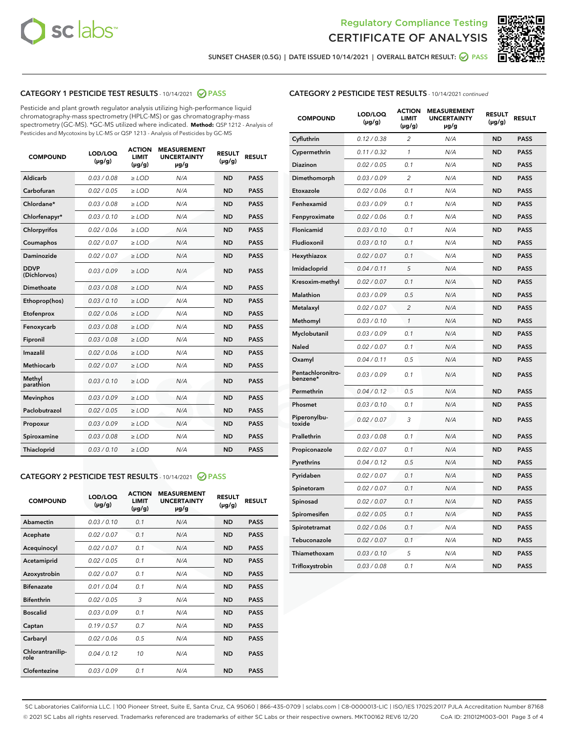# Regulatory Compliance Testing
# CERTIFICATE OF ANALYSIS

SUNSET CHASER (0.5G) | DATE ISSUED 10/14/2021 | OVERALL BATCH RESULT: PASS

## CATEGORY 1 PESTICIDE TEST RESULTS - 10/14/2021 PASS

Pesticide and plant growth regulator analysis utilizing high-performance liquid chromatography-mass spectrometry (HPLC-MS) or gas chromatography-mass spectrometry (GC-MS). *GC-MS utilized where indicated. **Method:** QSP 1212 - Analysis of Pesticides and Mycotoxins by LC-MS or QSP 1213 - Analysis of Pesticides by GC-MS

| COMPOUND | LOD/LOQ (µg/g) | ACTION LIMIT (µg/g) | MEASUREMENT UNCERTAINTY µg/g | RESULT (µg/g) | RESULT |
|---|---|---|---|---|---|
| Aldicarb | 0.03 / 0.08 | ≥ LOD | N/A | ND | PASS |
| Carbofuran | 0.02 / 0.05 | ≥ LOD | N/A | ND | PASS |
| Chlordane* | 0.03 / 0.08 | ≥ LOD | N/A | ND | PASS |
| Chlorfenapyr* | 0.03 / 0.10 | ≥ LOD | N/A | ND | PASS |
| Chlorpyrifos | 0.02 / 0.06 | ≥ LOD | N/A | ND | PASS |
| Coumaphos | 0.02 / 0.07 | ≥ LOD | N/A | ND | PASS |
| Daminozide | 0.02 / 0.07 | ≥ LOD | N/A | ND | PASS |
| DDVP (Dichlorvos) | 0.03 / 0.09 | ≥ LOD | N/A | ND | PASS |
| Dimethoate | 0.03 / 0.08 | ≥ LOD | N/A | ND | PASS |
| Ethoprop(hos) | 0.03 / 0.10 | ≥ LOD | N/A | ND | PASS |
| Etofenprox | 0.02 / 0.06 | ≥ LOD | N/A | ND | PASS |
| Fenoxycarb | 0.03 / 0.08 | ≥ LOD | N/A | ND | PASS |
| Fipronil | 0.03 / 0.08 | ≥ LOD | N/A | ND | PASS |
| Imazalil | 0.02 / 0.06 | ≥ LOD | N/A | ND | PASS |
| Methiocarb | 0.02 / 0.07 | ≥ LOD | N/A | ND | PASS |
| Methyl parathion | 0.03 / 0.10 | ≥ LOD | N/A | ND | PASS |
| Mevinphos | 0.03 / 0.09 | ≥ LOD | N/A | ND | PASS |
| Paclobutrazol | 0.02 / 0.05 | ≥ LOD | N/A | ND | PASS |
| Propoxur | 0.03 / 0.09 | ≥ LOD | N/A | ND | PASS |
| Spiroxamine | 0.03 / 0.08 | ≥ LOD | N/A | ND | PASS |
| Thiacloprid | 0.03 / 0.10 | ≥ LOD | N/A | ND | PASS |

## CATEGORY 2 PESTICIDE TEST RESULTS - 10/14/2021 PASS

| COMPOUND | LOD/LOQ (µg/g) | ACTION LIMIT (µg/g) | MEASUREMENT UNCERTAINTY µg/g | RESULT (µg/g) | RESULT |
|---|---|---|---|---|---|
| Abamectin | 0.03 / 0.10 | 0.1 | N/A | ND | PASS |
| Acephate | 0.02 / 0.07 | 0.1 | N/A | ND | PASS |
| Acequinocyl | 0.02 / 0.07 | 0.1 | N/A | ND | PASS |
| Acetamiprid | 0.02 / 0.05 | 0.1 | N/A | ND | PASS |
| Azoxystrobin | 0.02 / 0.07 | 0.1 | N/A | ND | PASS |
| Bifenazate | 0.01 / 0.04 | 0.1 | N/A | ND | PASS |
| Bifenthrin | 0.02 / 0.05 | 3 | N/A | ND | PASS |
| Boscalid | 0.03 / 0.09 | 0.1 | N/A | ND | PASS |
| Captan | 0.19 / 0.57 | 0.7 | N/A | ND | PASS |
| Carbaryl | 0.02 / 0.06 | 0.5 | N/A | ND | PASS |
| Chlorantraniliprole | 0.04 / 0.12 | 10 | N/A | ND | PASS |
| Clofentezine | 0.03 / 0.09 | 0.1 | N/A | ND | PASS |
| Cyfluthrin | 0.12 / 0.38 | 2 | N/A | ND | PASS |
| Cypermethrin | 0.11 / 0.32 | 1 | N/A | ND | PASS |
| Diazinon | 0.02 / 0.05 | 0.1 | N/A | ND | PASS |
| Dimethomorph | 0.03 / 0.09 | 2 | N/A | ND | PASS |
| Etoxazole | 0.02 / 0.06 | 0.1 | N/A | ND | PASS |
| Fenhexamid | 0.03 / 0.09 | 0.1 | N/A | ND | PASS |
| Fenpyroximate | 0.02 / 0.06 | 0.1 | N/A | ND | PASS |
| Flonicamid | 0.03 / 0.10 | 0.1 | N/A | ND | PASS |
| Fludioxonil | 0.03 / 0.10 | 0.1 | N/A | ND | PASS |
| Hexythiazox | 0.02 / 0.07 | 0.1 | N/A | ND | PASS |
| Imidacloprid | 0.04 / 0.11 | 5 | N/A | ND | PASS |
| Kresoxim-methyl | 0.02 / 0.07 | 0.1 | N/A | ND | PASS |
| Malathion | 0.03 / 0.09 | 0.5 | N/A | ND | PASS |
| Metalaxyl | 0.02 / 0.07 | 2 | N/A | ND | PASS |
| Methomyl | 0.03 / 0.10 | 1 | N/A | ND | PASS |
| Myclobutanil | 0.03 / 0.09 | 0.1 | N/A | ND | PASS |
| Naled | 0.02 / 0.07 | 0.1 | N/A | ND | PASS |
| Oxamyl | 0.04 / 0.11 | 0.5 | N/A | ND | PASS |
| Pentachloronitrobenzene* | 0.03 / 0.09 | 0.1 | N/A | ND | PASS |
| Permethrin | 0.04 / 0.12 | 0.5 | N/A | ND | PASS |
| Phosmet | 0.03 / 0.10 | 0.1 | N/A | ND | PASS |
| Piperonylbutoxide | 0.02 / 0.07 | 3 | N/A | ND | PASS |
| Prallethrin | 0.03 / 0.08 | 0.1 | N/A | ND | PASS |
| Propiconazole | 0.02 / 0.07 | 0.1 | N/A | ND | PASS |
| Pyrethrins | 0.04 / 0.12 | 0.5 | N/A | ND | PASS |
| Pyridaben | 0.02 / 0.07 | 0.1 | N/A | ND | PASS |
| Spinetoram | 0.02 / 0.07 | 0.1 | N/A | ND | PASS |
| Spinosad | 0.02 / 0.07 | 0.1 | N/A | ND | PASS |
| Spiromesifen | 0.02 / 0.05 | 0.1 | N/A | ND | PASS |
| Spirotetramat | 0.02 / 0.06 | 0.1 | N/A | ND | PASS |
| Tebuconazole | 0.02 / 0.07 | 0.1 | N/A | ND | PASS |
| Thiamethoxam | 0.03 / 0.10 | 5 | N/A | ND | PASS |
| Trifloxystrobin | 0.03 / 0.08 | 0.1 | N/A | ND | PASS |

SC Laboratories California LLC. | 100 Pioneer Street, Suite E, Santa Cruz, CA 95060 | 866-435-0709 | sclabs.com | C8-0000013-LIC | ISO/IES 17025:2017 PJLA Accreditation Number 87168
© 2021 SC Labs all rights reserved. Trademarks referenced are trademarks of either SC Labs or their respective owners. MKT00162 REV6 12/20 CoA ID: 211012M003-001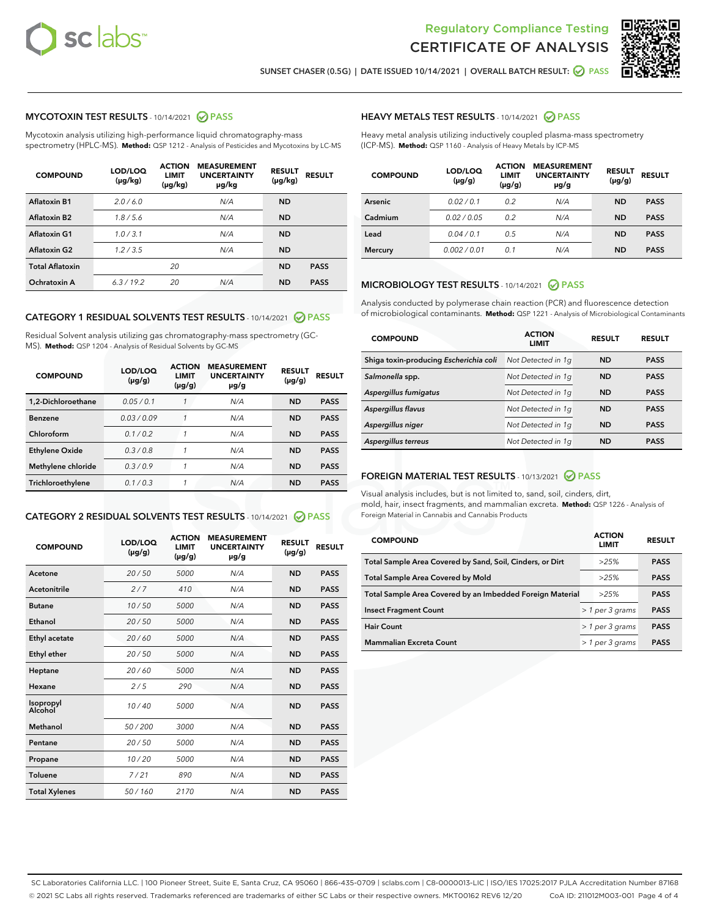Regulatory Compliance Testing
CERTIFICATE OF ANALYSIS

SUNSET CHASER (0.5G) | DATE ISSUED 10/14/2021 | OVERALL BATCH RESULT: PASS

## MYCOTOXIN TEST RESULTS - 10/14/2021 PASS

Mycotoxin analysis utilizing high-performance liquid chromatography-mass spectrometry (HPLC-MS). **Method:** QSP 1212 - Analysis of Pesticides and Mycotoxins by LC-MS

| COMPOUND | LOD/LOQ (µg/kg) | ACTION LIMIT (µg/kg) | MEASUREMENT UNCERTAINTY µg/kg | RESULT (µg/kg) | RESULT |
|---|---|---|---|---|---|
| Aflatoxin B1 | 2.0 / 6.0 | | N/A | ND | |
| Aflatoxin B2 | 1.8 / 5.6 | | N/A | ND | |
| Aflatoxin G1 | 1.0 / 3.1 | | N/A | ND | |
| Aflatoxin G2 | 1.2 / 3.5 | | N/A | ND | |
| Total Aflatoxin | | 20 | | ND | PASS |
| Ochratoxin A | 6.3 / 19.2 | 20 | N/A | ND | PASS |

## CATEGORY 1 RESIDUAL SOLVENTS TEST RESULTS - 10/14/2021 PASS

Residual Solvent analysis utilizing gas chromatography-mass spectrometry (GC-MS). **Method:** QSP 1204 - Analysis of Residual Solvents by GC-MS

| COMPOUND | LOD/LOQ (µg/g) | ACTION LIMIT (µg/g) | MEASUREMENT UNCERTAINTY µg/g | RESULT (µg/g) | RESULT |
|---|---|---|---|---|---|
| 1,2-Dichloroethane | 0.05 / 0.1 | 1 | N/A | ND | PASS |
| Benzene | 0.03 / 0.09 | 1 | N/A | ND | PASS |
| Chloroform | 0.1 / 0.2 | 1 | N/A | ND | PASS |
| Ethylene Oxide | 0.3 / 0.8 | 1 | N/A | ND | PASS |
| Methylene chloride | 0.3 / 0.9 | 1 | N/A | ND | PASS |
| Trichloroethylene | 0.1 / 0.3 | 1 | N/A | ND | PASS |

## CATEGORY 2 RESIDUAL SOLVENTS TEST RESULTS - 10/14/2021 PASS

| COMPOUND | LOD/LOQ (µg/g) | ACTION LIMIT (µg/g) | MEASUREMENT UNCERTAINTY µg/g | RESULT (µg/g) | RESULT |
|---|---|---|---|---|---|
| Acetone | 20 / 50 | 5000 | N/A | ND | PASS |
| Acetonitrile | 2 / 7 | 410 | N/A | ND | PASS |
| Butane | 10 / 50 | 5000 | N/A | ND | PASS |
| Ethanol | 20 / 50 | 5000 | N/A | ND | PASS |
| Ethyl acetate | 20 / 60 | 5000 | N/A | ND | PASS |
| Ethyl ether | 20 / 50 | 5000 | N/A | ND | PASS |
| Heptane | 20 / 60 | 5000 | N/A | ND | PASS |
| Hexane | 2 / 5 | 290 | N/A | ND | PASS |
| Isopropyl Alcohol | 10 / 40 | 5000 | N/A | ND | PASS |
| Methanol | 50 / 200 | 3000 | N/A | ND | PASS |
| Pentane | 20 / 50 | 5000 | N/A | ND | PASS |
| Propane | 10 / 20 | 5000 | N/A | ND | PASS |
| Toluene | 7 / 21 | 890 | N/A | ND | PASS |
| Total Xylenes | 50 / 160 | 2170 | N/A | ND | PASS |

## HEAVY METALS TEST RESULTS - 10/14/2021 PASS

Heavy metal analysis utilizing inductively coupled plasma-mass spectrometry (ICP-MS). **Method:** QSP 1160 - Analysis of Heavy Metals by ICP-MS

| COMPOUND | LOD/LOQ (µg/g) | ACTION LIMIT (µg/g) | MEASUREMENT UNCERTAINTY µg/g | RESULT (µg/g) | RESULT |
|---|---|---|---|---|---|
| Arsenic | 0.02 / 0.1 | 0.2 | N/A | ND | PASS |
| Cadmium | 0.02 / 0.05 | 0.2 | N/A | ND | PASS |
| Lead | 0.04 / 0.1 | 0.5 | N/A | ND | PASS |
| Mercury | 0.002 / 0.01 | 0.1 | N/A | ND | PASS |

## MICROBIOLOGY TEST RESULTS - 10/14/2021 PASS

Analysis conducted by polymerase chain reaction (PCR) and fluorescence detection of microbiological contaminants. **Method:** QSP 1221 - Analysis of Microbiological Contaminants

| COMPOUND | ACTION LIMIT | RESULT | RESULT |
|---|---|---|---|
| Shiga toxin-producing *Escherichia coli* | Not Detected in 1g | ND | PASS |
| *Salmonella* spp. | Not Detected in 1g | ND | PASS |
| *Aspergillus fumigatus* | Not Detected in 1g | ND | PASS |
| *Aspergillus flavus* | Not Detected in 1g | ND | PASS |
| *Aspergillus niger* | Not Detected in 1g | ND | PASS |
| *Aspergillus terreus* | Not Detected in 1g | ND | PASS |

## FOREIGN MATERIAL TEST RESULTS - 10/13/2021 PASS

Visual analysis includes, but is not limited to, sand, soil, cinders, dirt, mold, hair, insect fragments, and mammalian excreta. **Method:** QSP 1226 - Analysis of Foreign Material in Cannabis and Cannabis Products

| COMPOUND | ACTION LIMIT | RESULT |
|---|---|---|
| Total Sample Area Covered by Sand, Soil, Cinders, or Dirt | >25% | PASS |
| Total Sample Area Covered by Mold | >25% | PASS |
| Total Sample Area Covered by an Imbedded Foreign Material | >25% | PASS |
| Insect Fragment Count | > 1 per 3 grams | PASS |
| Hair Count | > 1 per 3 grams | PASS |
| Mammalian Excreta Count | > 1 per 3 grams | PASS |

SC Laboratories California LLC. | 100 Pioneer Street, Suite E, Santa Cruz, CA 95060 | 866-435-0709 | sclabs.com | C8-0000013-LIC | ISO/IES 17025:2017 PJLA Accreditation Number 87168
© 2021 SC Labs all rights reserved. Trademarks referenced are trademarks of either SC Labs or their respective owners. MKT00162 REV6 12/20 CoA ID: 211012M003-001